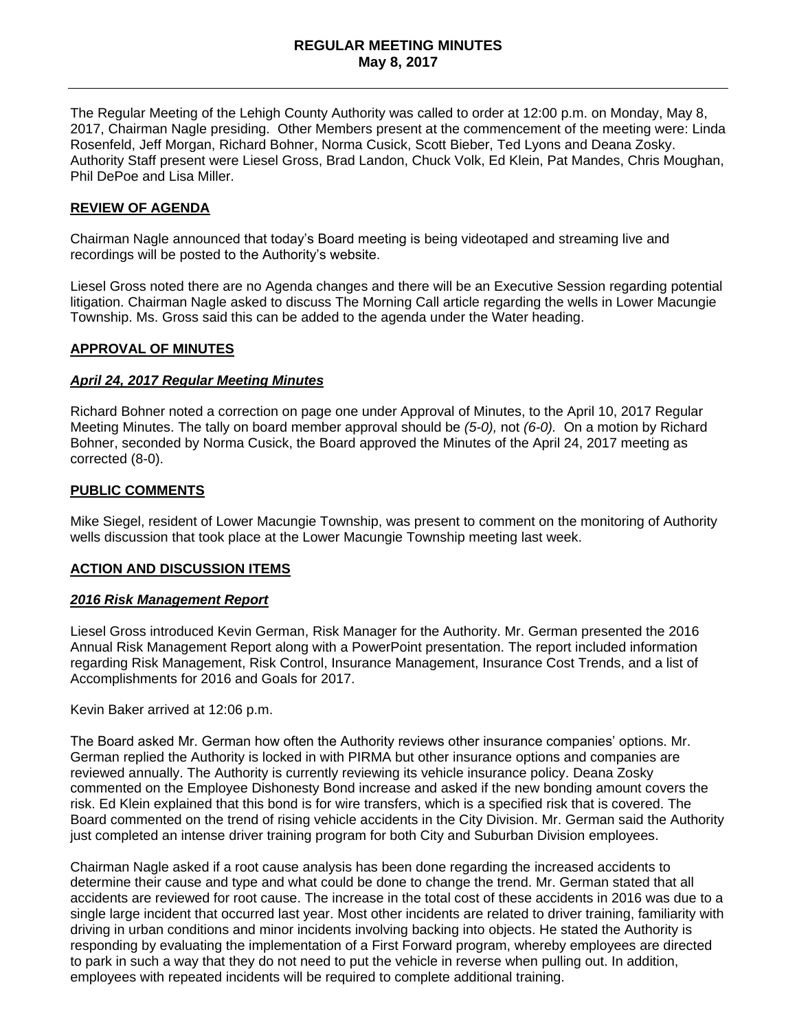# REGULAR MEETING MINUTES
## May 8, 2017

The Regular Meeting of the Lehigh County Authority was called to order at 12:00 p.m. on Monday, May 8, 2017, Chairman Nagle presiding. Other Members present at the commencement of the meeting were: Linda Rosenfeld, Jeff Morgan, Richard Bohner, Norma Cusick, Scott Bieber, Ted Lyons and Deana Zosky. Authority Staff present were Liesel Gross, Brad Landon, Chuck Volk, Ed Klein, Pat Mandes, Chris Moughan, Phil DePoe and Lisa Miller.

### REVIEW OF AGENDA

Chairman Nagle announced that today's Board meeting is being videotaped and streaming live and recordings will be posted to the Authority's website.

Liesel Gross noted there are no Agenda changes and there will be an Executive Session regarding potential litigation. Chairman Nagle asked to discuss The Morning Call article regarding the wells in Lower Macungie Township. Ms. Gross said this can be added to the agenda under the Water heading.

### APPROVAL OF MINUTES

#### *April 24, 2017 Regular Meeting Minutes*

Richard Bohner noted a correction on page one under Approval of Minutes, to the April 10, 2017 Regular Meeting Minutes. The tally on board member approval should be *(5-0),* not *(6-0).* On a motion by Richard Bohner, seconded by Norma Cusick, the Board approved the Minutes of the April 24, 2017 meeting as corrected (8-0).

### PUBLIC COMMENTS

Mike Siegel, resident of Lower Macungie Township, was present to comment on the monitoring of Authority wells discussion that took place at the Lower Macungie Township meeting last week.

### ACTION AND DISCUSSION ITEMS

#### *2016 Risk Management Report*

Liesel Gross introduced Kevin German, Risk Manager for the Authority. Mr. German presented the 2016 Annual Risk Management Report along with a PowerPoint presentation. The report included information regarding Risk Management, Risk Control, Insurance Management, Insurance Cost Trends, and a list of Accomplishments for 2016 and Goals for 2017.

Kevin Baker arrived at 12:06 p.m.

The Board asked Mr. German how often the Authority reviews other insurance companies' options. Mr. German replied the Authority is locked in with PIRMA but other insurance options and companies are reviewed annually. The Authority is currently reviewing its vehicle insurance policy. Deana Zosky commented on the Employee Dishonesty Bond increase and asked if the new bonding amount covers the risk. Ed Klein explained that this bond is for wire transfers, which is a specified risk that is covered. The Board commented on the trend of rising vehicle accidents in the City Division. Mr. German said the Authority just completed an intense driver training program for both City and Suburban Division employees.

Chairman Nagle asked if a root cause analysis has been done regarding the increased accidents to determine their cause and type and what could be done to change the trend. Mr. German stated that all accidents are reviewed for root cause. The increase in the total cost of these accidents in 2016 was due to a single large incident that occurred last year. Most other incidents are related to driver training, familiarity with driving in urban conditions and minor incidents involving backing into objects. He stated the Authority is responding by evaluating the implementation of a First Forward program, whereby employees are directed to park in such a way that they do not need to put the vehicle in reverse when pulling out. In addition, employees with repeated incidents will be required to complete additional training.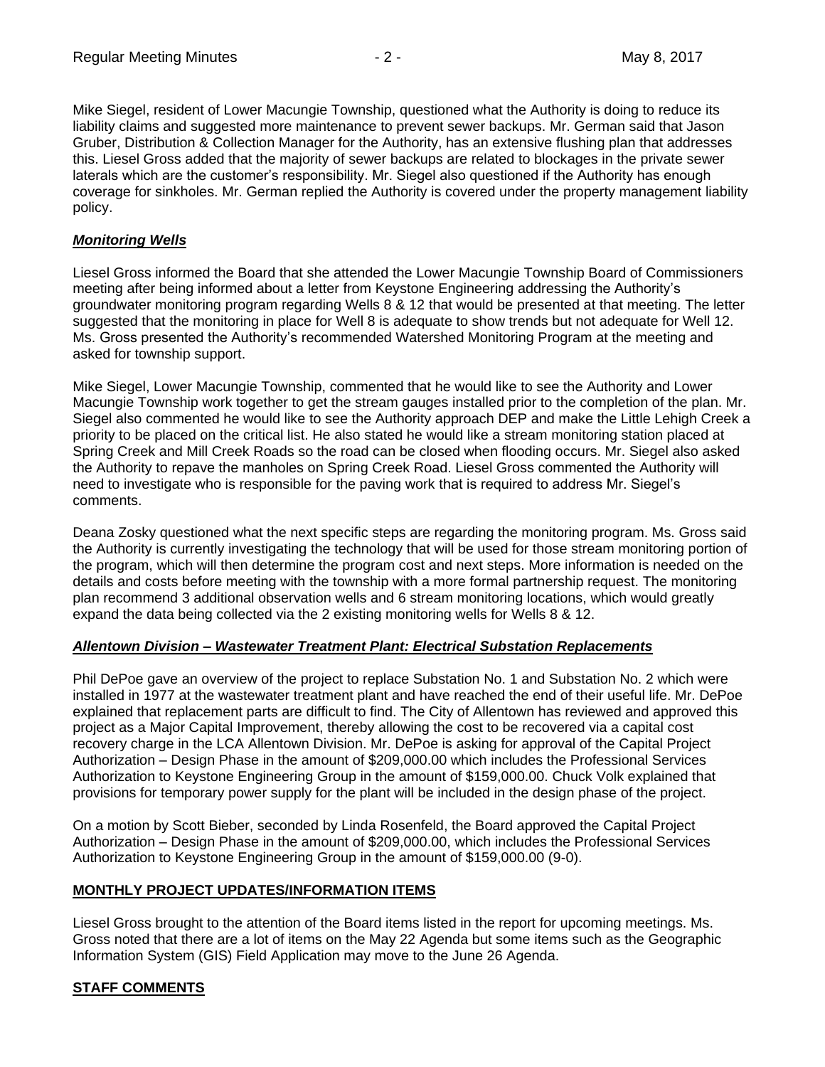Mike Siegel, resident of Lower Macungie Township, questioned what the Authority is doing to reduce its liability claims and suggested more maintenance to prevent sewer backups. Mr. German said that Jason Gruber, Distribution & Collection Manager for the Authority, has an extensive flushing plan that addresses this. Liesel Gross added that the majority of sewer backups are related to blockages in the private sewer laterals which are the customer's responsibility. Mr. Siegel also questioned if the Authority has enough coverage for sinkholes. Mr. German replied the Authority is covered under the property management liability policy.

***Monitoring Wells***

Liesel Gross informed the Board that she attended the Lower Macungie Township Board of Commissioners meeting after being informed about a letter from Keystone Engineering addressing the Authority's groundwater monitoring program regarding Wells 8 & 12 that would be presented at that meeting. The letter suggested that the monitoring in place for Well 8 is adequate to show trends but not adequate for Well 12. Ms. Gross presented the Authority's recommended Watershed Monitoring Program at the meeting and asked for township support.

Mike Siegel, Lower Macungie Township, commented that he would like to see the Authority and Lower Macungie Township work together to get the stream gauges installed prior to the completion of the plan. Mr. Siegel also commented he would like to see the Authority approach DEP and make the Little Lehigh Creek a priority to be placed on the critical list. He also stated he would like a stream monitoring station placed at Spring Creek and Mill Creek Roads so the road can be closed when flooding occurs. Mr. Siegel also asked the Authority to repave the manholes on Spring Creek Road. Liesel Gross commented the Authority will need to investigate who is responsible for the paving work that is required to address Mr. Siegel's comments.

Deana Zosky questioned what the next specific steps are regarding the monitoring program. Ms. Gross said the Authority is currently investigating the technology that will be used for those stream monitoring portion of the program, which will then determine the program cost and next steps. More information is needed on the details and costs before meeting with the township with a more formal partnership request. The monitoring plan recommend 3 additional observation wells and 6 stream monitoring locations, which would greatly expand the data being collected via the 2 existing monitoring wells for Wells 8 & 12.

***Allentown Division – Wastewater Treatment Plant: Electrical Substation Replacements***

Phil DePoe gave an overview of the project to replace Substation No. 1 and Substation No. 2 which were installed in 1977 at the wastewater treatment plant and have reached the end of their useful life. Mr. DePoe explained that replacement parts are difficult to find. The City of Allentown has reviewed and approved this project as a Major Capital Improvement, thereby allowing the cost to be recovered via a capital cost recovery charge in the LCA Allentown Division. Mr. DePoe is asking for approval of the Capital Project Authorization – Design Phase in the amount of $209,000.00 which includes the Professional Services Authorization to Keystone Engineering Group in the amount of $159,000.00. Chuck Volk explained that provisions for temporary power supply for the plant will be included in the design phase of the project.

On a motion by Scott Bieber, seconded by Linda Rosenfeld, the Board approved the Capital Project Authorization – Design Phase in the amount of $209,000.00, which includes the Professional Services Authorization to Keystone Engineering Group in the amount of $159,000.00 (9-0).

**MONTHLY PROJECT UPDATES/INFORMATION ITEMS**

Liesel Gross brought to the attention of the Board items listed in the report for upcoming meetings. Ms. Gross noted that there are a lot of items on the May 22 Agenda but some items such as the Geographic Information System (GIS) Field Application may move to the June 26 Agenda.

**STAFF COMMENTS**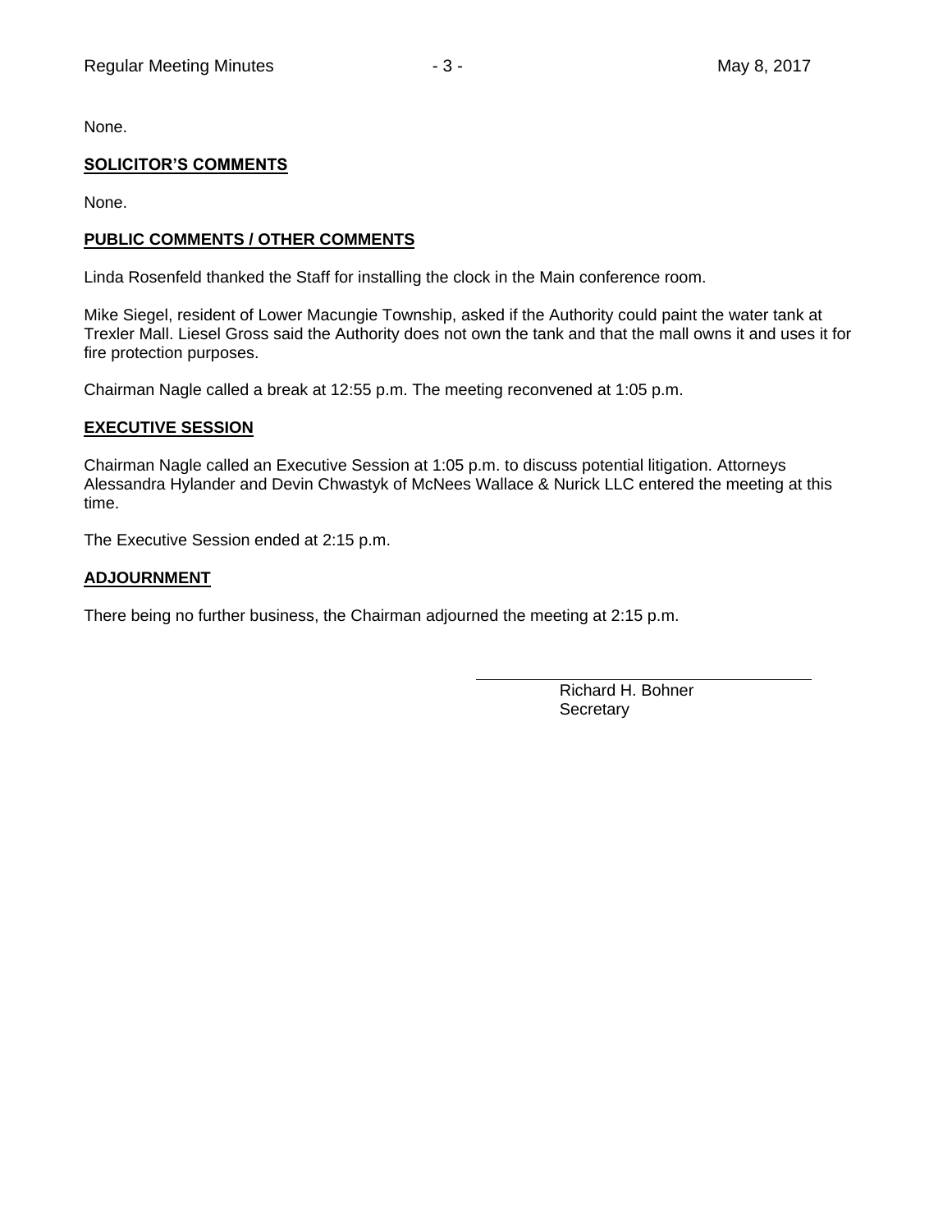None.

**SOLICITOR'S COMMENTS**

None.

**PUBLIC COMMENTS / OTHER COMMENTS**

Linda Rosenfeld thanked the Staff for installing the clock in the Main conference room.

Mike Siegel, resident of Lower Macungie Township, asked if the Authority could paint the water tank at Trexler Mall. Liesel Gross said the Authority does not own the tank and that the mall owns it and uses it for fire protection purposes.

Chairman Nagle called a break at 12:55 p.m. The meeting reconvened at 1:05 p.m.

**EXECUTIVE SESSION**

Chairman Nagle called an Executive Session at 1:05 p.m. to discuss potential litigation. Attorneys Alessandra Hylander and Devin Chwastyk of McNees Wallace & Nurick LLC entered the meeting at this time.

The Executive Session ended at 2:15 p.m.

**ADJOURNMENT**

There being no further business, the Chairman adjourned the meeting at 2:15 p.m.

\_\_\_\_\_\_\_\_\_\_\_\_\_\_\_\_\_\_\_\_\_\_\_\_\_\_\_\_\_\_\_\_

Richard H. Bohner
Secretary